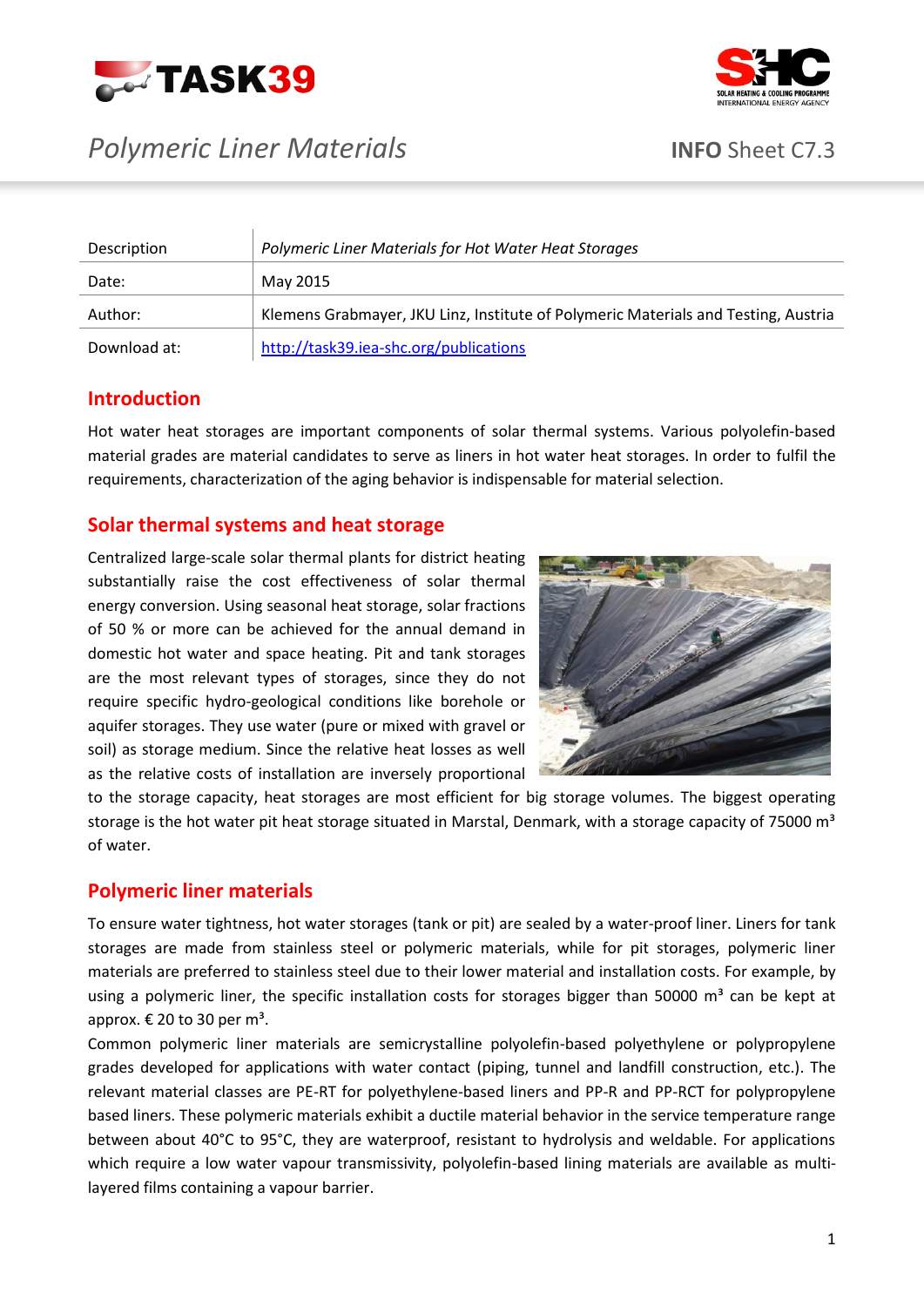# Polymeric Liner Materials

**INFO** Sheet C7.3

| Description | *Polymeric Liner Materials for Hot Water Heat Storages* |
|---|---|
| Date: | May 2015 |
| Author: | Klemens Grabmayer, JKU Linz, Institute of Polymeric Materials and Testing, Austria |
| Download at: | http://task39.iea-shc.org/publications |

## Introduction

Hot water heat storages are important components of solar thermal systems. Various polyolefin-based material grades are material candidates to serve as liners in hot water heat storages. In order to fulfil the requirements, characterization of the aging behavior is indispensable for material selection.

## Solar thermal systems and heat storage

Centralized large-scale solar thermal plants for district heating substantially raise the cost effectiveness of solar thermal energy conversion. Using seasonal heat storage, solar fractions of 50 % or more can be achieved for the annual demand in domestic hot water and space heating. Pit and tank storages are the most relevant types of storages, since they do not require specific hydro-geological conditions like borehole or aquifer storages. They use water (pure or mixed with gravel or soil) as storage medium. Since the relative heat losses as well as the relative costs of installation are inversely proportional to the storage capacity, heat storages are most efficient for big storage volumes. The biggest operating storage is the hot water pit heat storage situated in Marstal, Denmark, with a storage capacity of 75000 m³ of water.

## Polymeric liner materials

To ensure water tightness, hot water storages (tank or pit) are sealed by a water-proof liner. Liners for tank storages are made from stainless steel or polymeric materials, while for pit storages, polymeric liner materials are preferred to stainless steel due to their lower material and installation costs. For example, by using a polymeric liner, the specific installation costs for storages bigger than 50000 m³ can be kept at approx. € 20 to 30 per m³.

Common polymeric liner materials are semicrystalline polyolefin-based polyethylene or polypropylene grades developed for applications with water contact (piping, tunnel and landfill construction, etc.). The relevant material classes are PE-RT for polyethylene-based liners and PP-R and PP-RCT for polypropylene based liners. These polymeric materials exhibit a ductile material behavior in the service temperature range between about 40°C to 95°C, they are waterproof, resistant to hydrolysis and weldable. For applications which require a low water vapour transmissivity, polyolefin-based lining materials are available as multi-layered films containing a vapour barrier.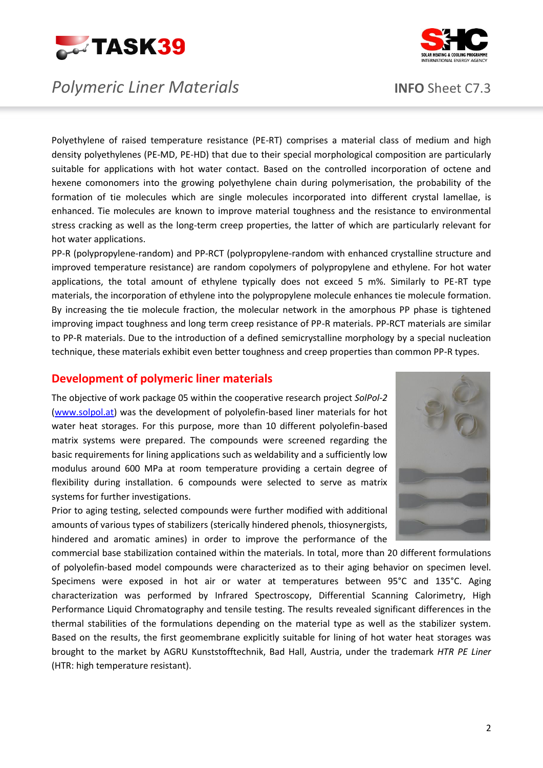Polyethylene of raised temperature resistance (PE-RT) comprises a material class of medium and high density polyethylenes (PE-MD, PE-HD) that due to their special morphological composition are particularly suitable for applications with hot water contact. Based on the controlled incorporation of octene and hexene comonomers into the growing polyethylene chain during polymerisation, the probability of the formation of tie molecules which are single molecules incorporated into different crystal lamellae, is enhanced. Tie molecules are known to improve material toughness and the resistance to environmental stress cracking as well as the long-term creep properties, the latter of which are particularly relevant for hot water applications.

PP-R (polypropylene-random) and PP-RCT (polypropylene-random with enhanced crystalline structure and improved temperature resistance) are random copolymers of polypropylene and ethylene. For hot water applications, the total amount of ethylene typically does not exceed 5 m%. Similarly to PE-RT type materials, the incorporation of ethylene into the polypropylene molecule enhances tie molecule formation. By increasing the tie molecule fraction, the molecular network in the amorphous PP phase is tightened improving impact toughness and long term creep resistance of PP-R materials. PP-RCT materials are similar to PP-R materials. Due to the introduction of a defined semicrystalline morphology by a special nucleation technique, these materials exhibit even better toughness and creep properties than common PP-R types.

## Development of polymeric liner materials

The objective of work package 05 within the cooperative research project *SolPol-2* (www.solpol.at) was the development of polyolefin-based liner materials for hot water heat storages. For this purpose, more than 10 different polyolefin-based matrix systems were prepared. The compounds were screened regarding the basic requirements for lining applications such as weldability and a sufficiently low modulus around 600 MPa at room temperature providing a certain degree of flexibility during installation. 6 compounds were selected to serve as matrix systems for further investigations.

Prior to aging testing, selected compounds were further modified with additional amounts of various types of stabilizers (sterically hindered phenols, thiosynergists, hindered and aromatic amines) in order to improve the performance of the commercial base stabilization contained within the materials. In total, more than 20 different formulations of polyolefin-based model compounds were characterized as to their aging behavior on specimen level. Specimens were exposed in hot air or water at temperatures between 95°C and 135°C. Aging characterization was performed by Infrared Spectroscopy, Differential Scanning Calorimetry, High Performance Liquid Chromatography and tensile testing. The results revealed significant differences in the thermal stabilities of the formulations depending on the material type as well as the stabilizer system. Based on the results, the first geomembrane explicitly suitable for lining of hot water heat storages was brought to the market by AGRU Kunststofftechnik, Bad Hall, Austria, under the trademark *HTR PE Liner* (HTR: high temperature resistant).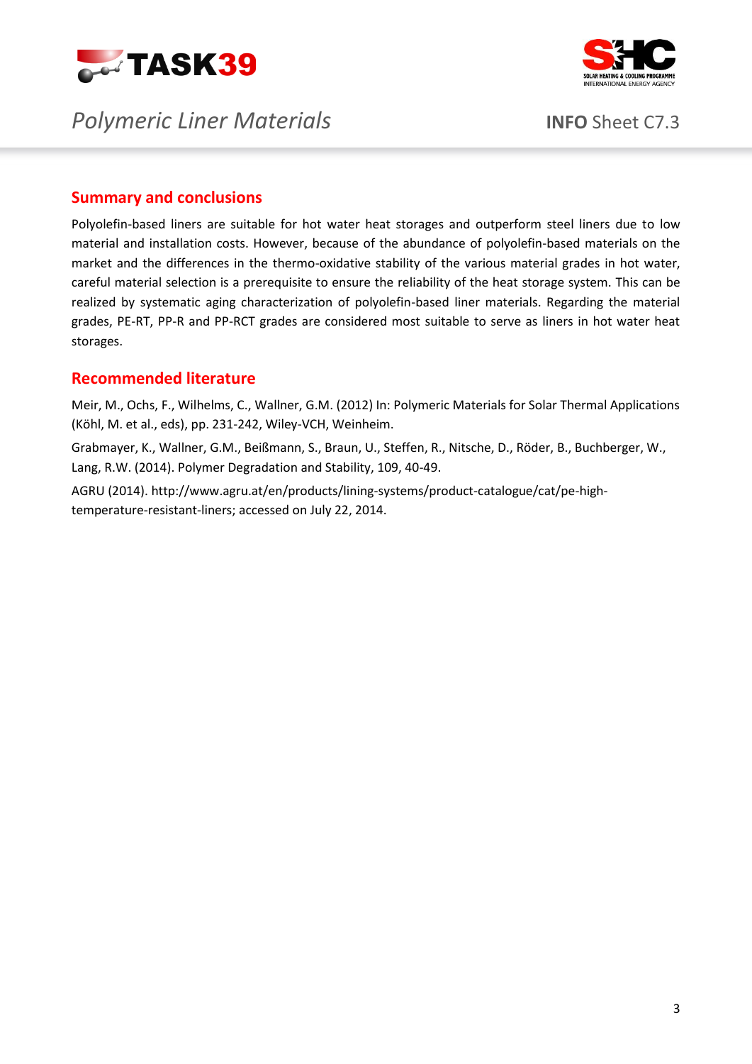## Summary and conclusions

Polyolefin-based liners are suitable for hot water heat storages and outperform steel liners due to low material and installation costs. However, because of the abundance of polyolefin-based materials on the market and the differences in the thermo-oxidative stability of the various material grades in hot water, careful material selection is a prerequisite to ensure the reliability of the heat storage system. This can be realized by systematic aging characterization of polyolefin-based liner materials. Regarding the material grades, PE-RT, PP-R and PP-RCT grades are considered most suitable to serve as liners in hot water heat storages.

## Recommended literature

Meir, M., Ochs, F., Wilhelms, C., Wallner, G.M. (2012) In: Polymeric Materials for Solar Thermal Applications (Köhl, M. et al., eds), pp. 231-242, Wiley-VCH, Weinheim.

Grabmayer, K., Wallner, G.M., Beißmann, S., Braun, U., Steffen, R., Nitsche, D., Röder, B., Buchberger, W., Lang, R.W. (2014). Polymer Degradation and Stability, 109, 40-49.

AGRU (2014). http://www.agru.at/en/products/lining-systems/product-catalogue/cat/pe-high-temperature-resistant-liners; accessed on July 22, 2014.